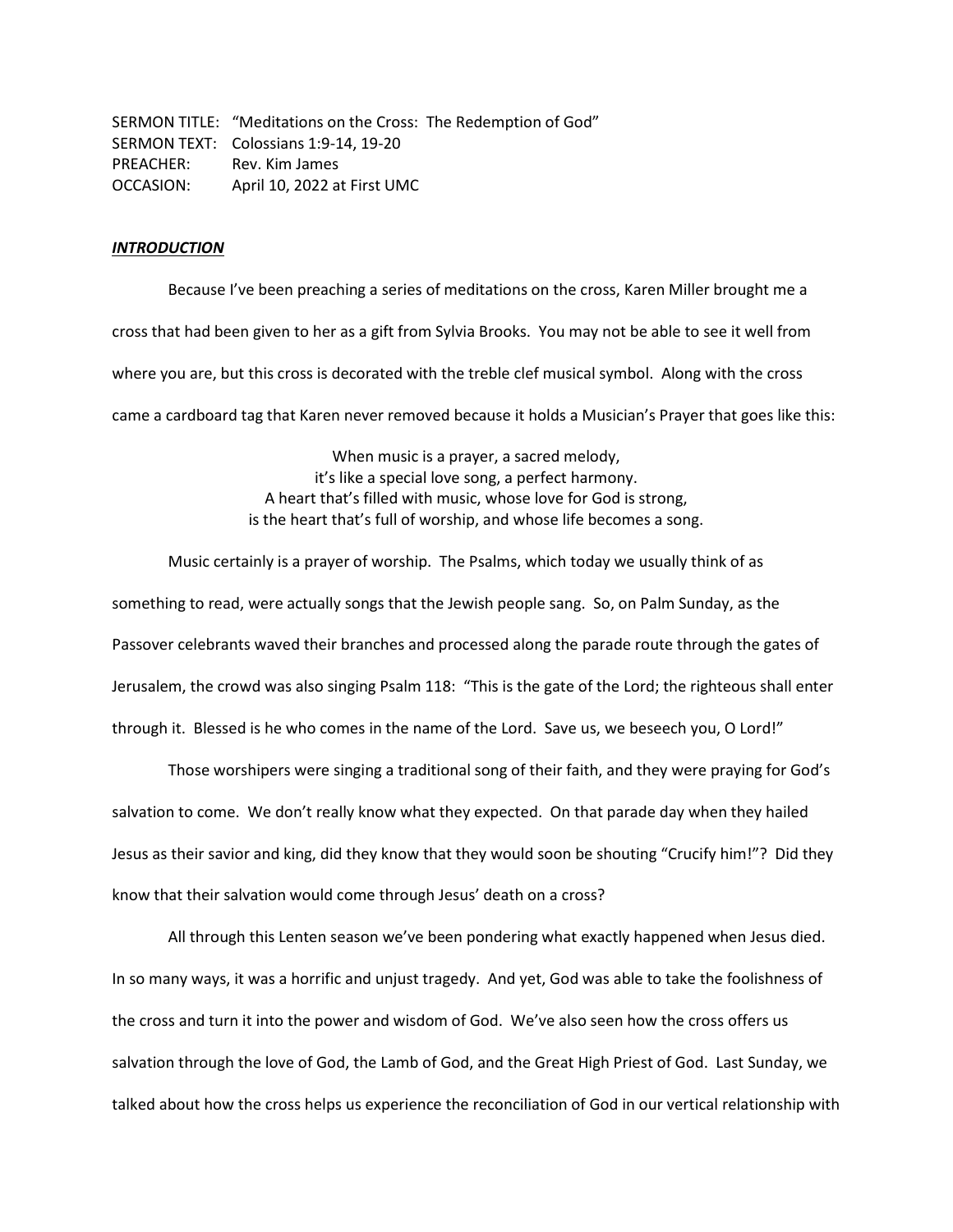SERMON TITLE: "Meditations on the Cross: The Redemption of God"
SERMON TEXT: Colossians 1:9-14, 19-20
PREACHER: Rev. Kim James
OCCASION: April 10, 2022 at First UMC

***INTRODUCTION***

Because I've been preaching a series of meditations on the cross, Karen Miller brought me a cross that had been given to her as a gift from Sylvia Brooks. You may not be able to see it well from where you are, but this cross is decorated with the treble clef musical symbol. Along with the cross came a cardboard tag that Karen never removed because it holds a Musician's Prayer that goes like this:

When music is a prayer, a sacred melody,
it's like a special love song, a perfect harmony.
A heart that's filled with music, whose love for God is strong,
is the heart that's full of worship, and whose life becomes a song.

Music certainly is a prayer of worship. The Psalms, which today we usually think of as something to read, were actually songs that the Jewish people sang. So, on Palm Sunday, as the Passover celebrants waved their branches and processed along the parade route through the gates of Jerusalem, the crowd was also singing Psalm 118: "This is the gate of the Lord; the righteous shall enter through it. Blessed is he who comes in the name of the Lord. Save us, we beseech you, O Lord!"

Those worshipers were singing a traditional song of their faith, and they were praying for God's salvation to come. We don't really know what they expected. On that parade day when they hailed Jesus as their savior and king, did they know that they would soon be shouting "Crucify him!"? Did they know that their salvation would come through Jesus' death on a cross?

All through this Lenten season we've been pondering what exactly happened when Jesus died. In so many ways, it was a horrific and unjust tragedy. And yet, God was able to take the foolishness of the cross and turn it into the power and wisdom of God. We've also seen how the cross offers us salvation through the love of God, the Lamb of God, and the Great High Priest of God. Last Sunday, we talked about how the cross helps us experience the reconciliation of God in our vertical relationship with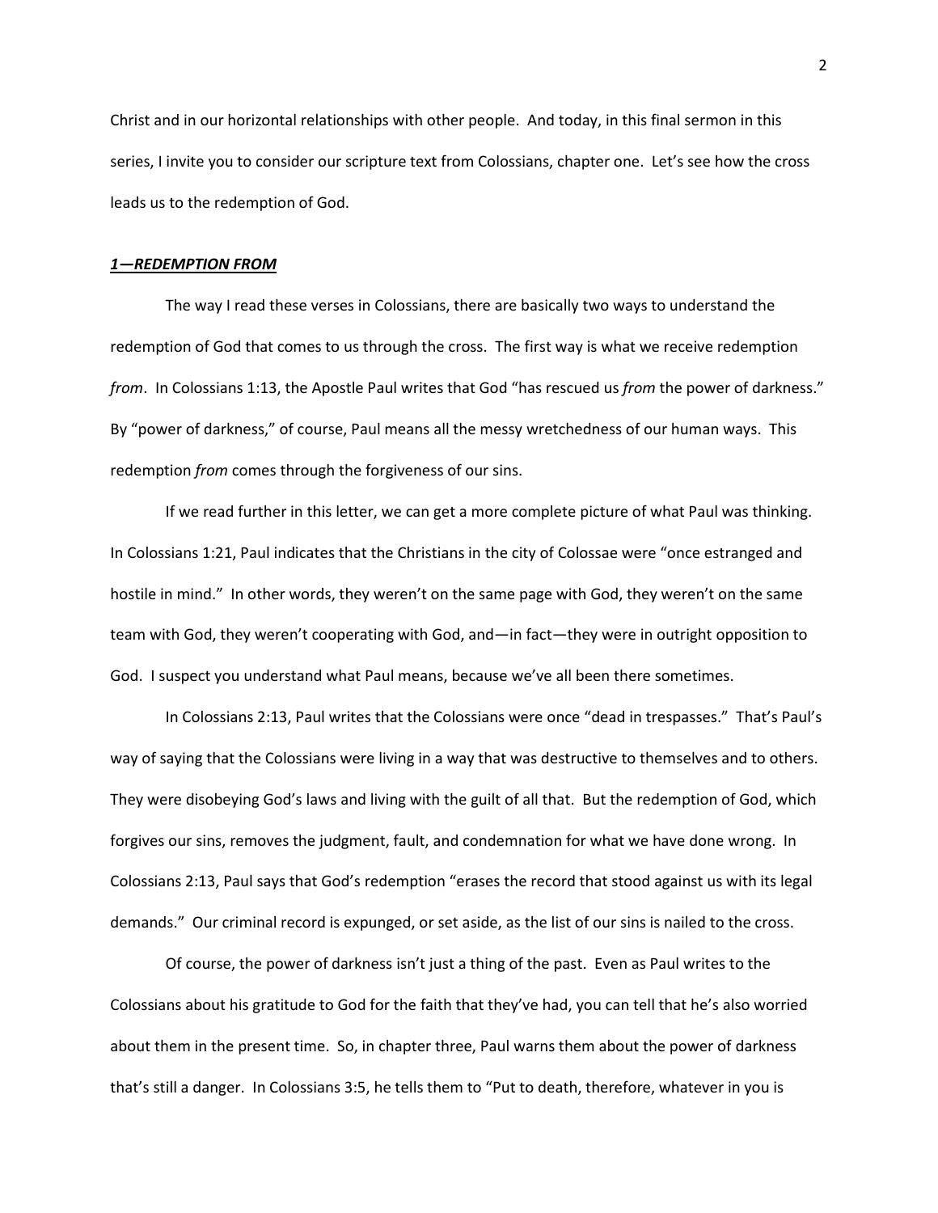Christ and in our horizontal relationships with other people. And today, in this final sermon in this series, I invite you to consider our scripture text from Colossians, chapter one. Let's see how the cross leads us to the redemption of God.

### ***1—REDEMPTION FROM***

The way I read these verses in Colossians, there are basically two ways to understand the redemption of God that comes to us through the cross. The first way is what we receive redemption *from*. In Colossians 1:13, the Apostle Paul writes that God "has rescued us *from* the power of darkness." By "power of darkness," of course, Paul means all the messy wretchedness of our human ways. This redemption *from* comes through the forgiveness of our sins.

If we read further in this letter, we can get a more complete picture of what Paul was thinking. In Colossians 1:21, Paul indicates that the Christians in the city of Colossae were "once estranged and hostile in mind." In other words, they weren't on the same page with God, they weren't on the same team with God, they weren't cooperating with God, and—in fact—they were in outright opposition to God. I suspect you understand what Paul means, because we've all been there sometimes.

In Colossians 2:13, Paul writes that the Colossians were once "dead in trespasses." That's Paul's way of saying that the Colossians were living in a way that was destructive to themselves and to others. They were disobeying God's laws and living with the guilt of all that. But the redemption of God, which forgives our sins, removes the judgment, fault, and condemnation for what we have done wrong. In Colossians 2:13, Paul says that God's redemption "erases the record that stood against us with its legal demands." Our criminal record is expunged, or set aside, as the list of our sins is nailed to the cross.

Of course, the power of darkness isn't just a thing of the past. Even as Paul writes to the Colossians about his gratitude to God for the faith that they've had, you can tell that he's also worried about them in the present time. So, in chapter three, Paul warns them about the power of darkness that's still a danger. In Colossians 3:5, he tells them to "Put to death, therefore, whatever in you is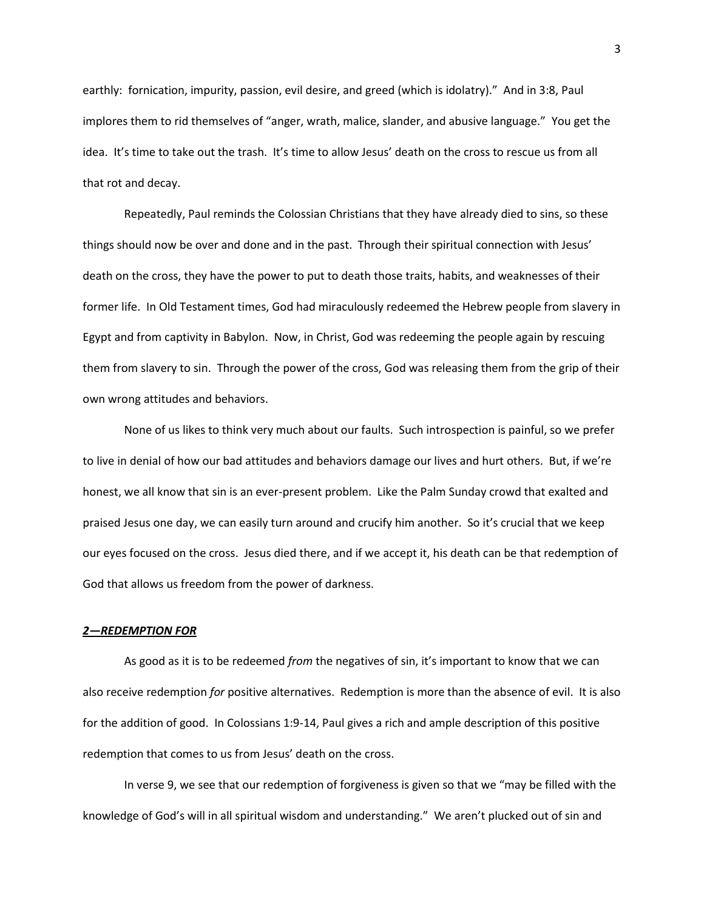earthly: fornication, impurity, passion, evil desire, and greed (which is idolatry)." And in 3:8, Paul implores them to rid themselves of "anger, wrath, malice, slander, and abusive language." You get the idea. It's time to take out the trash. It's time to allow Jesus' death on the cross to rescue us from all that rot and decay.

Repeatedly, Paul reminds the Colossian Christians that they have already died to sins, so these things should now be over and done and in the past. Through their spiritual connection with Jesus' death on the cross, they have the power to put to death those traits, habits, and weaknesses of their former life. In Old Testament times, God had miraculously redeemed the Hebrew people from slavery in Egypt and from captivity in Babylon. Now, in Christ, God was redeeming the people again by rescuing them from slavery to sin. Through the power of the cross, God was releasing them from the grip of their own wrong attitudes and behaviors.

None of us likes to think very much about our faults. Such introspection is painful, so we prefer to live in denial of how our bad attitudes and behaviors damage our lives and hurt others. But, if we're honest, we all know that sin is an ever-present problem. Like the Palm Sunday crowd that exalted and praised Jesus one day, we can easily turn around and crucify him another. So it's crucial that we keep our eyes focused on the cross. Jesus died there, and if we accept it, his death can be that redemption of God that allows us freedom from the power of darkness.

## ***2—REDEMPTION FOR***

As good as it is to be redeemed *from* the negatives of sin, it's important to know that we can also receive redemption *for* positive alternatives. Redemption is more than the absence of evil. It is also for the addition of good. In Colossians 1:9-14, Paul gives a rich and ample description of this positive redemption that comes to us from Jesus' death on the cross.

In verse 9, we see that our redemption of forgiveness is given so that we "may be filled with the knowledge of God's will in all spiritual wisdom and understanding." We aren't plucked out of sin and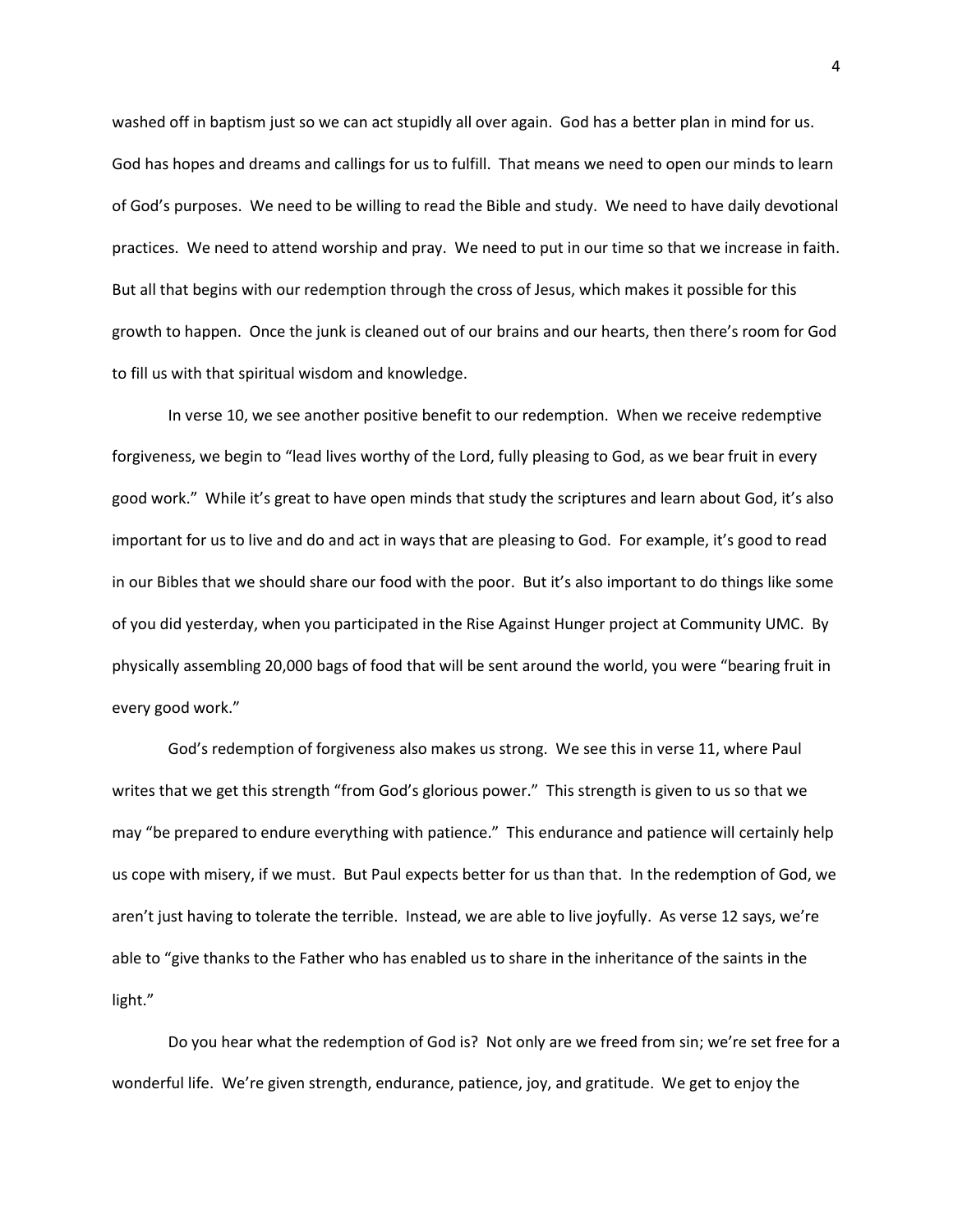washed off in baptism just so we can act stupidly all over again. God has a better plan in mind for us. God has hopes and dreams and callings for us to fulfill. That means we need to open our minds to learn of God's purposes. We need to be willing to read the Bible and study. We need to have daily devotional practices. We need to attend worship and pray. We need to put in our time so that we increase in faith. But all that begins with our redemption through the cross of Jesus, which makes it possible for this growth to happen. Once the junk is cleaned out of our brains and our hearts, then there's room for God to fill us with that spiritual wisdom and knowledge.

In verse 10, we see another positive benefit to our redemption. When we receive redemptive forgiveness, we begin to "lead lives worthy of the Lord, fully pleasing to God, as we bear fruit in every good work." While it's great to have open minds that study the scriptures and learn about God, it's also important for us to live and do and act in ways that are pleasing to God. For example, it's good to read in our Bibles that we should share our food with the poor. But it's also important to do things like some of you did yesterday, when you participated in the Rise Against Hunger project at Community UMC. By physically assembling 20,000 bags of food that will be sent around the world, you were "bearing fruit in every good work."

God's redemption of forgiveness also makes us strong. We see this in verse 11, where Paul writes that we get this strength "from God's glorious power." This strength is given to us so that we may "be prepared to endure everything with patience." This endurance and patience will certainly help us cope with misery, if we must. But Paul expects better for us than that. In the redemption of God, we aren't just having to tolerate the terrible. Instead, we are able to live joyfully. As verse 12 says, we're able to "give thanks to the Father who has enabled us to share in the inheritance of the saints in the light."

Do you hear what the redemption of God is? Not only are we freed from sin; we're set free for a wonderful life. We're given strength, endurance, patience, joy, and gratitude. We get to enjoy the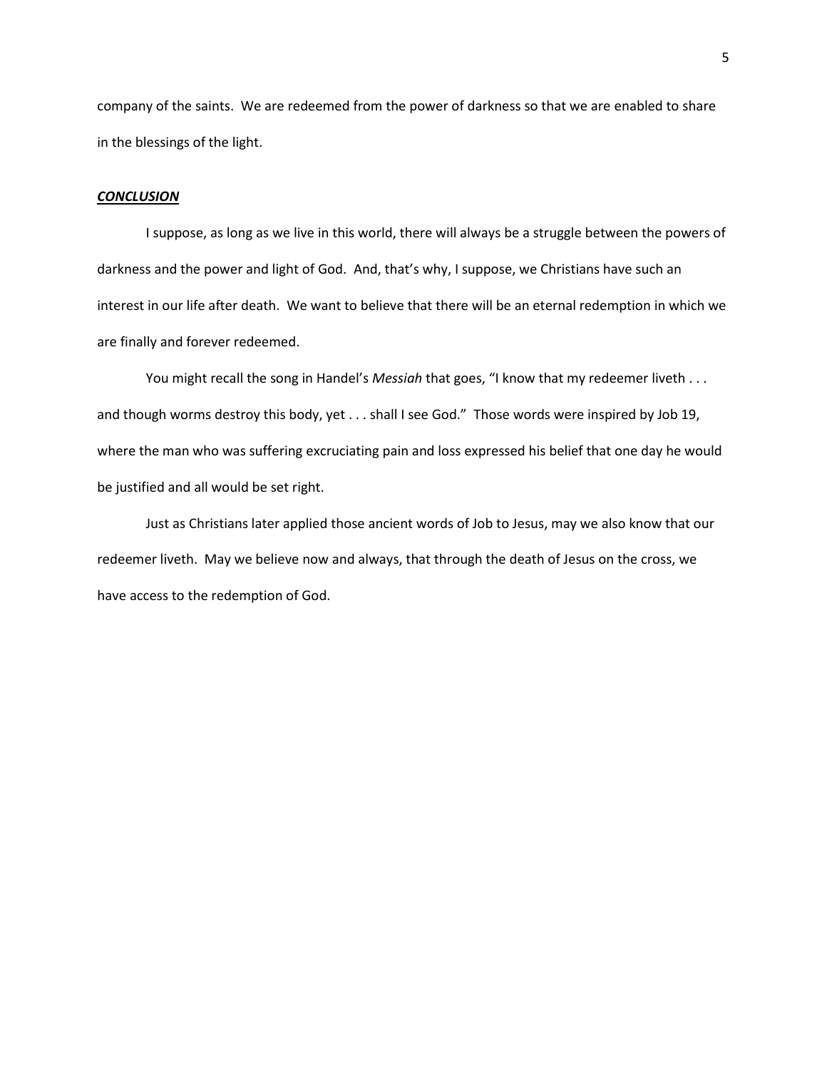company of the saints. We are redeemed from the power of darkness so that we are enabled to share in the blessings of the light.

***CONCLUSION***

I suppose, as long as we live in this world, there will always be a struggle between the powers of darkness and the power and light of God. And, that's why, I suppose, we Christians have such an interest in our life after death. We want to believe that there will be an eternal redemption in which we are finally and forever redeemed.

You might recall the song in Handel's *Messiah* that goes, "I know that my redeemer liveth . . . and though worms destroy this body, yet . . . shall I see God." Those words were inspired by Job 19, where the man who was suffering excruciating pain and loss expressed his belief that one day he would be justified and all would be set right.

Just as Christians later applied those ancient words of Job to Jesus, may we also know that our redeemer liveth. May we believe now and always, that through the death of Jesus on the cross, we have access to the redemption of God.